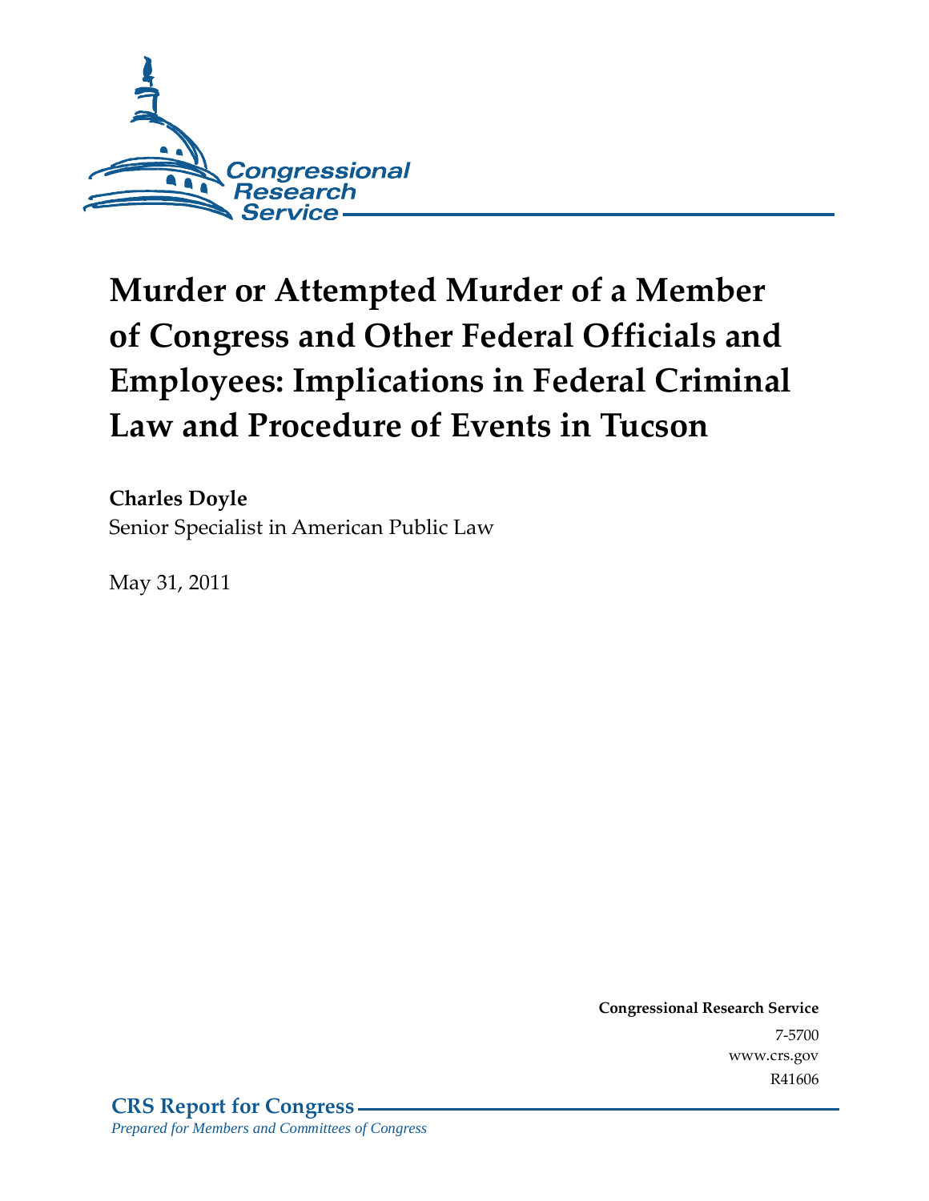Congressional Research Service

# Murder or Attempted Murder of a Member of Congress and Other Federal Officials and Employees: Implications in Federal Criminal Law and Procedure of Events in Tucson

**Charles Doyle**
Senior Specialist in American Public Law

May 31, 2011

**Congressional Research Service**
7-5700
www.crs.gov
R41606

**CRS Report for Congress**
*Prepared for Members and Committees of Congress*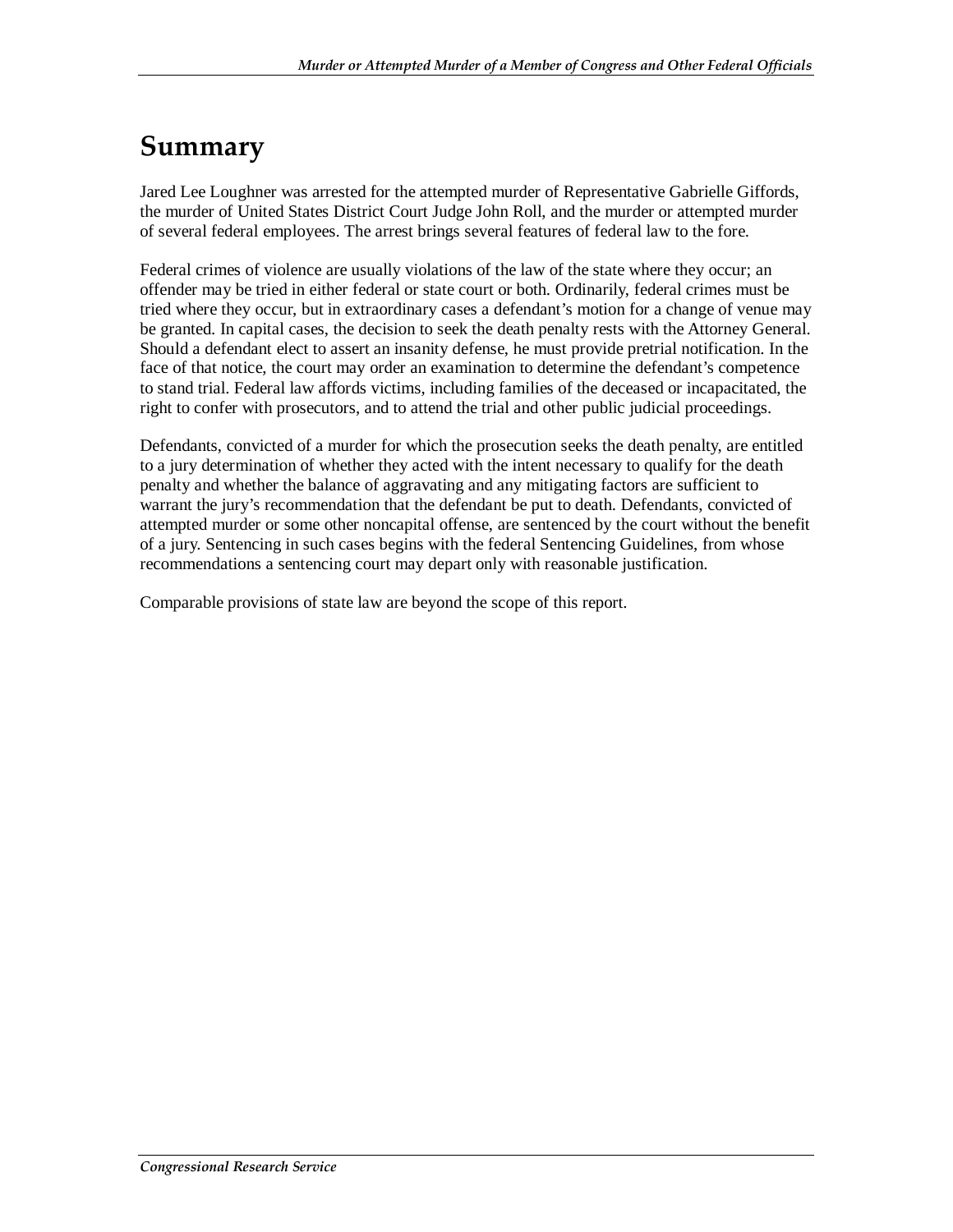# Summary

Jared Lee Loughner was arrested for the attempted murder of Representative Gabrielle Giffords, the murder of United States District Court Judge John Roll, and the murder or attempted murder of several federal employees. The arrest brings several features of federal law to the fore.

Federal crimes of violence are usually violations of the law of the state where they occur; an offender may be tried in either federal or state court or both. Ordinarily, federal crimes must be tried where they occur, but in extraordinary cases a defendant's motion for a change of venue may be granted. In capital cases, the decision to seek the death penalty rests with the Attorney General. Should a defendant elect to assert an insanity defense, he must provide pretrial notification. In the face of that notice, the court may order an examination to determine the defendant's competence to stand trial. Federal law affords victims, including families of the deceased or incapacitated, the right to confer with prosecutors, and to attend the trial and other public judicial proceedings.

Defendants, convicted of a murder for which the prosecution seeks the death penalty, are entitled to a jury determination of whether they acted with the intent necessary to qualify for the death penalty and whether the balance of aggravating and any mitigating factors are sufficient to warrant the jury's recommendation that the defendant be put to death. Defendants, convicted of attempted murder or some other noncapital offense, are sentenced by the court without the benefit of a jury. Sentencing in such cases begins with the federal Sentencing Guidelines, from whose recommendations a sentencing court may depart only with reasonable justification.

Comparable provisions of state law are beyond the scope of this report.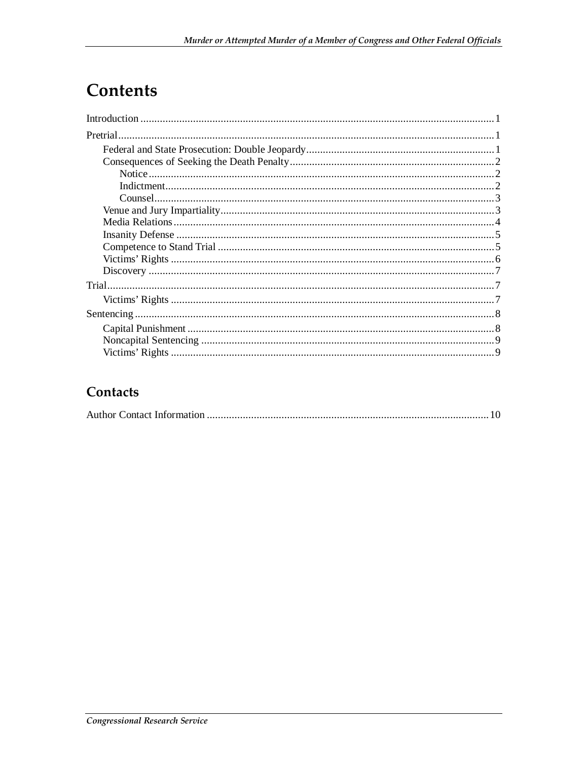# Contents

Introduction ..... 1

Pretrial ..... 1

- Federal and State Prosecution: Double Jeopardy ..... 1
- Consequences of Seeking the Death Penalty ..... 2
  - Notice ..... 2
  - Indictment ..... 2
  - Counsel ..... 3
- Venue and Jury Impartiality ..... 3
- Media Relations ..... 4
- Insanity Defense ..... 5
- Competence to Stand Trial ..... 5
- Victims' Rights ..... 6
- Discovery ..... 7

Trial ..... 7

- Victims' Rights ..... 7

Sentencing ..... 8

- Capital Punishment ..... 8
- Noncapital Sentencing ..... 9
- Victims' Rights ..... 9

## Contacts

Author Contact Information ..... 10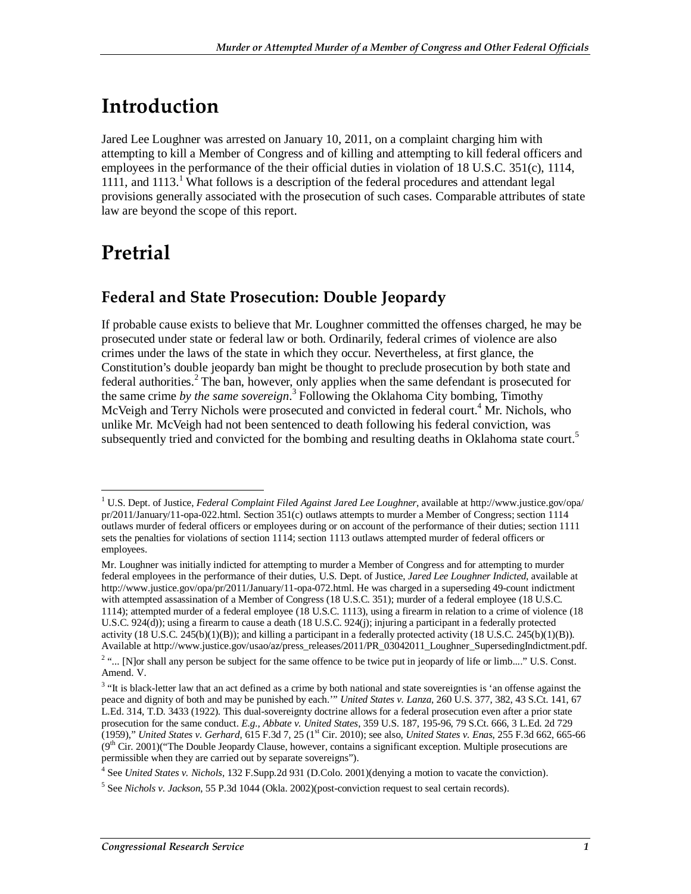# Introduction

Jared Lee Loughner was arrested on January 10, 2011, on a complaint charging him with attempting to kill a Member of Congress and of killing and attempting to kill federal officers and employees in the performance of the their official duties in violation of 18 U.S.C. 351(c), 1114, 1111, and 1113.[1] What follows is a description of the federal procedures and attendant legal provisions generally associated with the prosecution of such cases. Comparable attributes of state law are beyond the scope of this report.

# Pretrial

## Federal and State Prosecution: Double Jeopardy

If probable cause exists to believe that Mr. Loughner committed the offenses charged, he may be prosecuted under state or federal law or both. Ordinarily, federal crimes of violence are also crimes under the laws of the state in which they occur. Nevertheless, at first glance, the Constitution's double jeopardy ban might be thought to preclude prosecution by both state and federal authorities.[2] The ban, however, only applies when the same defendant is prosecuted for the same crime *by the same sovereign*.[3] Following the Oklahoma City bombing, Timothy McVeigh and Terry Nichols were prosecuted and convicted in federal court.[4] Mr. Nichols, who unlike Mr. McVeigh had not been sentenced to death following his federal conviction, was subsequently tried and convicted for the bombing and resulting deaths in Oklahoma state court.[5]

---

[1] U.S. Dept. of Justice, *Federal Complaint Filed Against Jared Lee Loughner*, available at http://www.justice.gov/opa/pr/2011/January/11-opa-022.html. Section 351(c) outlaws attempts to murder a Member of Congress; section 1114 outlaws murder of federal officers or employees during or on account of the performance of their duties; section 1111 sets the penalties for violations of section 1114; section 1113 outlaws attempted murder of federal officers or employees.

Mr. Loughner was initially indicted for attempting to murder a Member of Congress and for attempting to murder federal employees in the performance of their duties, U.S. Dept. of Justice, *Jared Lee Loughner Indicted*, available at http://www.justice.gov/opa/pr/2011/January/11-opa-072.html. He was charged in a superseding 49-count indictment with attempted assassination of a Member of Congress (18 U.S.C. 351); murder of a federal employee (18 U.S.C. 1114); attempted murder of a federal employee (18 U.S.C. 1113), using a firearm in relation to a crime of violence (18 U.S.C. 924(d)); using a firearm to cause a death (18 U.S.C. 924(j); injuring a participant in a federally protected activity (18 U.S.C. 245(b)(1)(B)); and killing a participant in a federally protected activity (18 U.S.C. 245(b)(1)(B)). Available at http://www.justice.gov/usao/az/press_releases/2011/PR_03042011_Loughner_SupersedingIndictment.pdf.

[2] "... [N]or shall any person be subject for the same offence to be twice put in jeopardy of life or limb...." U.S. Const. Amend. V.

[3] "It is black-letter law that an act defined as a crime by both national and state sovereignties is 'an offense against the peace and dignity of both and may be punished by each.'" *United States v. Lanza*, 260 U.S. 377, 382, 43 S.Ct. 141, 67 L.Ed. 314, T.D. 3433 (1922). This dual-sovereignty doctrine allows for a federal prosecution even after a prior state prosecution for the same conduct. *E.g., Abbate v. United States*, 359 U.S. 187, 195-96, 79 S.Ct. 666, 3 L.Ed. 2d 729 (1959)," *United States v. Gerhard*, 615 F.3d 7, 25 (1st Cir. 2010); see also, *United States v. Enas*, 255 F.3d 662, 665-66 (9th Cir. 2001)("The Double Jeopardy Clause, however, contains a significant exception. Multiple prosecutions are permissible when they are carried out by separate sovereigns").

[4] See *United States v. Nichols*, 132 F.Supp.2d 931 (D.Colo. 2001)(denying a motion to vacate the conviction).

[5] See *Nichols v. Jackson*, 55 P.3d 1044 (Okla. 2002)(post-conviction request to seal certain records).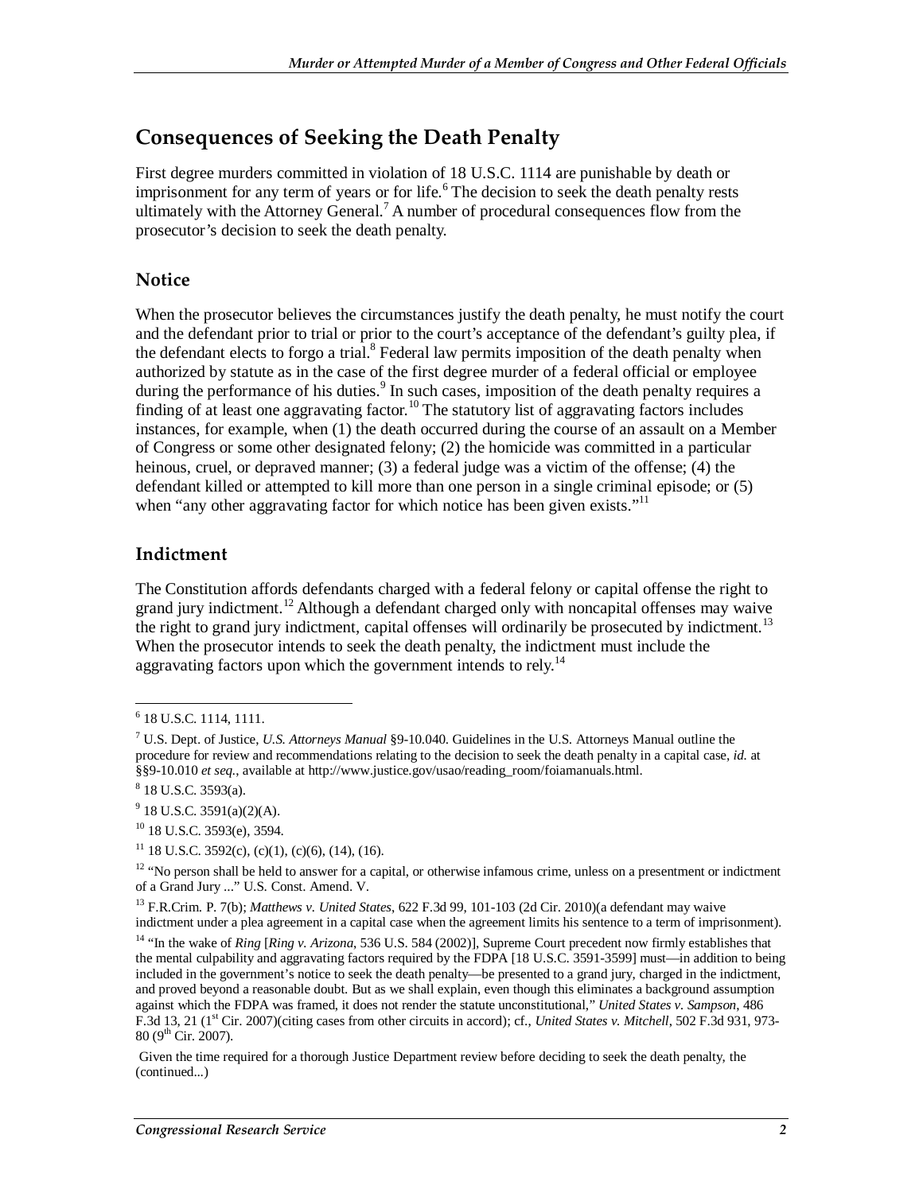## Consequences of Seeking the Death Penalty

First degree murders committed in violation of 18 U.S.C. 1114 are punishable by death or imprisonment for any term of years or for life.[6] The decision to seek the death penalty rests ultimately with the Attorney General.[7] A number of procedural consequences flow from the prosecutor's decision to seek the death penalty.

### Notice

When the prosecutor believes the circumstances justify the death penalty, he must notify the court and the defendant prior to trial or prior to the court's acceptance of the defendant's guilty plea, if the defendant elects to forgo a trial.[8] Federal law permits imposition of the death penalty when authorized by statute as in the case of the first degree murder of a federal official or employee during the performance of his duties.[9] In such cases, imposition of the death penalty requires a finding of at least one aggravating factor.[10] The statutory list of aggravating factors includes instances, for example, when (1) the death occurred during the course of an assault on a Member of Congress or some other designated felony; (2) the homicide was committed in a particular heinous, cruel, or depraved manner; (3) a federal judge was a victim of the offense; (4) the defendant killed or attempted to kill more than one person in a single criminal episode; or (5) when "any other aggravating factor for which notice has been given exists."[11]

### Indictment

The Constitution affords defendants charged with a federal felony or capital offense the right to grand jury indictment.[12] Although a defendant charged only with noncapital offenses may waive the right to grand jury indictment, capital offenses will ordinarily be prosecuted by indictment.[13] When the prosecutor intends to seek the death penalty, the indictment must include the aggravating factors upon which the government intends to rely.[14]

---

[6] 18 U.S.C. 1114, 1111.

[7] U.S. Dept. of Justice, *U.S. Attorneys Manual* §9-10.040. Guidelines in the U.S. Attorneys Manual outline the procedure for review and recommendations relating to the decision to seek the death penalty in a capital case, *id.* at §§9-10.010 *et seq.*, available at http://www.justice.gov/usao/reading_room/foiamanuals.html.

[8] 18 U.S.C. 3593(a).

[9] 18 U.S.C. 3591(a)(2)(A).

[10] 18 U.S.C. 3593(e), 3594.

[11] 18 U.S.C. 3592(c), (c)(1), (c)(6), (14), (16).

[12] "No person shall be held to answer for a capital, or otherwise infamous crime, unless on a presentment or indictment of a Grand Jury ..." U.S. Const. Amend. V.

[13] F.R.Crim. P. 7(b); *Matthews v. United States*, 622 F.3d 99, 101-103 (2d Cir. 2010)(a defendant may waive indictment under a plea agreement in a capital case when the agreement limits his sentence to a term of imprisonment).

[14] "In the wake of *Ring* [*Ring v. Arizona*, 536 U.S. 584 (2002)], Supreme Court precedent now firmly establishes that the mental culpability and aggravating factors required by the FDPA [18 U.S.C. 3591-3599] must—in addition to being included in the government's notice to seek the death penalty—be presented to a grand jury, charged in the indictment, and proved beyond a reasonable doubt. But as we shall explain, even though this eliminates a background assumption against which the FDPA was framed, it does not render the statute unconstitutional," *United States v. Sampson*, 486 F.3d 13, 21 (1st Cir. 2007)(citing cases from other circuits in accord); cf., *United States v. Mitchell*, 502 F.3d 931, 973-80 (9th Cir. 2007).

Given the time required for a thorough Justice Department review before deciding to seek the death penalty, the (continued...)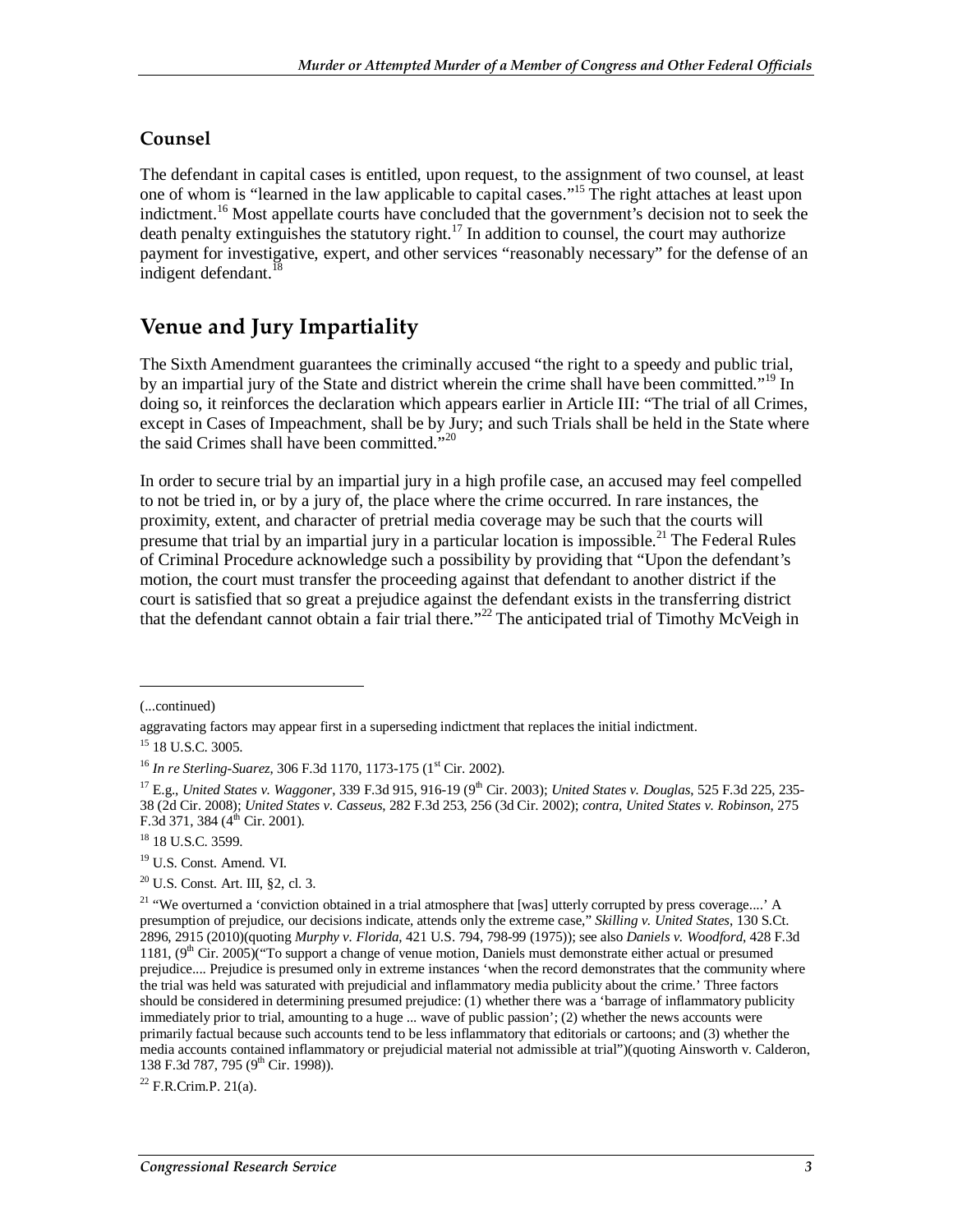## Counsel

The defendant in capital cases is entitled, upon request, to the assignment of two counsel, at least one of whom is "learned in the law applicable to capital cases."[15] The right attaches at least upon indictment.[16] Most appellate courts have concluded that the government's decision not to seek the death penalty extinguishes the statutory right.[17] In addition to counsel, the court may authorize payment for investigative, expert, and other services "reasonably necessary" for the defense of an indigent defendant.[18]

# Venue and Jury Impartiality

The Sixth Amendment guarantees the criminally accused "the right to a speedy and public trial, by an impartial jury of the State and district wherein the crime shall have been committed."[19] In doing so, it reinforces the declaration which appears earlier in Article III: "The trial of all Crimes, except in Cases of Impeachment, shall be by Jury; and such Trials shall be held in the State where the said Crimes shall have been committed."[20]

In order to secure trial by an impartial jury in a high profile case, an accused may feel compelled to not be tried in, or by a jury of, the place where the crime occurred. In rare instances, the proximity, extent, and character of pretrial media coverage may be such that the courts will presume that trial by an impartial jury in a particular location is impossible.[21] The Federal Rules of Criminal Procedure acknowledge such a possibility by providing that "Upon the defendant's motion, the court must transfer the proceeding against that defendant to another district if the court is satisfied that so great a prejudice against the defendant exists in the transferring district that the defendant cannot obtain a fair trial there."[22] The anticipated trial of Timothy McVeigh in

---

(...continued)

aggravating factors may appear first in a superseding indictment that replaces the initial indictment.

[15] 18 U.S.C. 3005.

[16] *In re Sterling-Suarez*, 306 F.3d 1170, 1173-175 (1st Cir. 2002).

[17] E.g., *United States v. Waggoner*, 339 F.3d 915, 916-19 (9th Cir. 2003); *United States v. Douglas*, 525 F.3d 225, 235-38 (2d Cir. 2008); *United States v. Casseus*, 282 F.3d 253, 256 (3d Cir. 2002); *contra, United States v. Robinson*, 275 F.3d 371, 384 (4th Cir. 2001).

[18] 18 U.S.C. 3599.

[19] U.S. Const. Amend. VI.

[20] U.S. Const. Art. III, §2, cl. 3.

[21] "We overturned a 'conviction obtained in a trial atmosphere that [was] utterly corrupted by press coverage....' A presumption of prejudice, our decisions indicate, attends only the extreme case," *Skilling v. United States*, 130 S.Ct. 2896, 2915 (2010)(quoting *Murphy v. Florida*, 421 U.S. 794, 798-99 (1975)); see also *Daniels v. Woodford*, 428 F.3d 1181, (9th Cir. 2005)("To support a change of venue motion, Daniels must demonstrate either actual or presumed prejudice.... Prejudice is presumed only in extreme instances 'when the record demonstrates that the community where the trial was held was saturated with prejudicial and inflammatory media publicity about the crime.' Three factors should be considered in determining presumed prejudice: (1) whether there was a 'barrage of inflammatory publicity immediately prior to trial, amounting to a huge ... wave of public passion'; (2) whether the news accounts were primarily factual because such accounts tend to be less inflammatory that editorials or cartoons; and (3) whether the media accounts contained inflammatory or prejudicial material not admissible at trial")(quoting Ainsworth v. Calderon, 138 F.3d 787, 795 (9th Cir. 1998)).

[22] F.R.Crim.P. 21(a).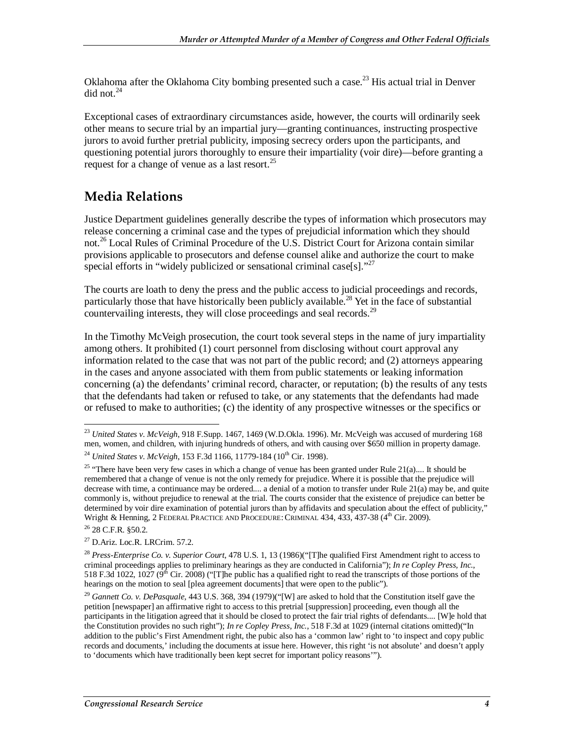Oklahoma after the Oklahoma City bombing presented such a case.[23] His actual trial in Denver did not.[24]

Exceptional cases of extraordinary circumstances aside, however, the courts will ordinarily seek other means to secure trial by an impartial jury—granting continuances, instructing prospective jurors to avoid further pretrial publicity, imposing secrecy orders upon the participants, and questioning potential jurors thoroughly to ensure their impartiality (voir dire)—before granting a request for a change of venue as a last resort.[25]

## Media Relations

Justice Department guidelines generally describe the types of information which prosecutors may release concerning a criminal case and the types of prejudicial information which they should not.[26] Local Rules of Criminal Procedure of the U.S. District Court for Arizona contain similar provisions applicable to prosecutors and defense counsel alike and authorize the court to make special efforts in "widely publicized or sensational criminal case[s]."[27]

The courts are loath to deny the press and the public access to judicial proceedings and records, particularly those that have historically been publicly available.[28] Yet in the face of substantial countervailing interests, they will close proceedings and seal records.[29]

In the Timothy McVeigh prosecution, the court took several steps in the name of jury impartiality among others. It prohibited (1) court personnel from disclosing without court approval any information related to the case that was not part of the public record; and (2) attorneys appearing in the cases and anyone associated with them from public statements or leaking information concerning (a) the defendants' criminal record, character, or reputation; (b) the results of any tests that the defendants had taken or refused to take, or any statements that the defendants had made or refused to make to authorities; (c) the identity of any prospective witnesses or the specifics or

---

[23] *United States v. McVeigh*, 918 F.Supp. 1467, 1469 (W.D.Okla. 1996). Mr. McVeigh was accused of murdering 168 men, women, and children, with injuring hundreds of others, and with causing over $650 million in property damage.

[24] *United States v. McVeigh*, 153 F.3d 1166, 11779-184 (10th Cir. 1998).

[25] "There have been very few cases in which a change of venue has been granted under Rule 21(a).... It should be remembered that a change of venue is not the only remedy for prejudice. Where it is possible that the prejudice will decrease with time, a continuance may be ordered.... a denial of a motion to transfer under Rule 21(a) may be, and quite commonly is, without prejudice to renewal at the trial. The courts consider that the existence of prejudice can better be determined by voir dire examination of potential jurors than by affidavits and speculation about the effect of publicity," Wright & Henning, 2 FEDERAL PRACTICE AND PROCEDURE: CRIMINAL 434, 433, 437-38 (4th Cir. 2009).

[26] 28 C.F.R. §50.2.

[27] D.Ariz. Loc.R. LRCrim. 57.2.

[28] *Press-Enterprise Co. v. Superior Court*, 478 U.S. 1, 13 (1986)("[T]he qualified First Amendment right to access to criminal proceedings applies to preliminary hearings as they are conducted in California"); *In re Copley Press, Inc.*, 518 F.3d 1022, 1027 (9th Cir. 2008) ("[T]he public has a qualified right to read the transcripts of those portions of the hearings on the motion to seal [plea agreement documents] that were open to the public").

[29] *Gannett Co. v. DePasquale*, 443 U.S. 368, 394 (1979)("[W] are asked to hold that the Constitution itself gave the petition [newspaper] an affirmative right to access to this pretrial [suppression] proceeding, even though all the participants in the litigation agreed that it should be closed to protect the fair trial rights of defendants.... [W]e hold that the Constitution provides no such right"); *In re Copley Press, Inc.*, 518 F.3d at 1029 (internal citations omitted)("In addition to the public's First Amendment right, the pubic also has a 'common law' right to 'to inspect and copy public records and documents,' including the documents at issue here. However, this right 'is not absolute' and doesn't apply to 'documents which have traditionally been kept secret for important policy reasons'").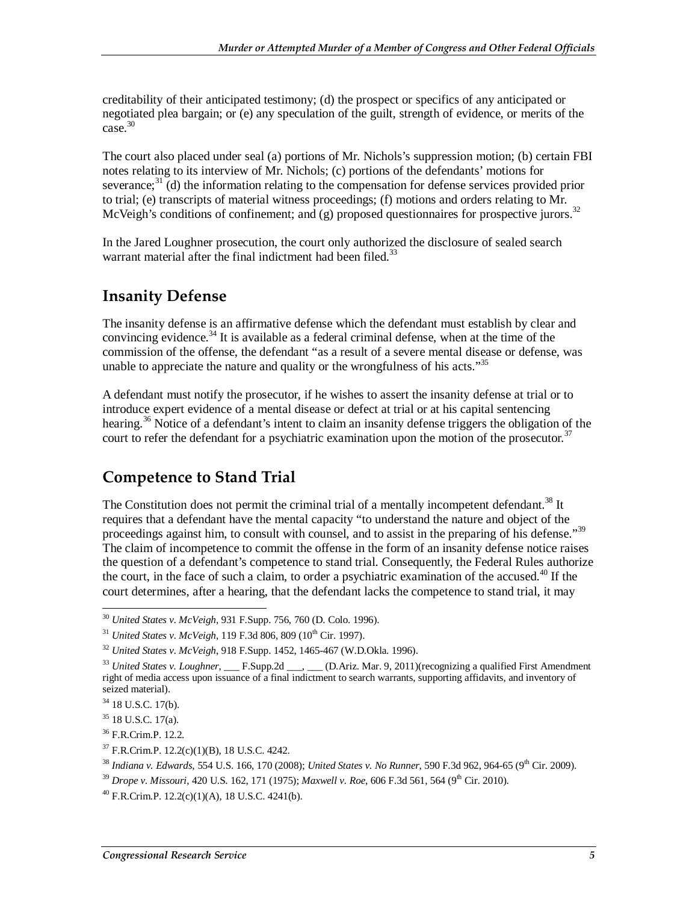creditability of their anticipated testimony; (d) the prospect or specifics of any anticipated or negotiated plea bargain; or (e) any speculation of the guilt, strength of evidence, or merits of the case.[30]

The court also placed under seal (a) portions of Mr. Nichols's suppression motion; (b) certain FBI notes relating to its interview of Mr. Nichols; (c) portions of the defendants' motions for severance;[31] (d) the information relating to the compensation for defense services provided prior to trial; (e) transcripts of material witness proceedings; (f) motions and orders relating to Mr. McVeigh's conditions of confinement; and (g) proposed questionnaires for prospective jurors.[32]

In the Jared Loughner prosecution, the court only authorized the disclosure of sealed search warrant material after the final indictment had been filed.[33]

## Insanity Defense

The insanity defense is an affirmative defense which the defendant must establish by clear and convincing evidence.[34] It is available as a federal criminal defense, when at the time of the commission of the offense, the defendant "as a result of a severe mental disease or defense, was unable to appreciate the nature and quality or the wrongfulness of his acts."[35]

A defendant must notify the prosecutor, if he wishes to assert the insanity defense at trial or to introduce expert evidence of a mental disease or defect at trial or at his capital sentencing hearing.[36] Notice of a defendant's intent to claim an insanity defense triggers the obligation of the court to refer the defendant for a psychiatric examination upon the motion of the prosecutor.[37]

## Competence to Stand Trial

The Constitution does not permit the criminal trial of a mentally incompetent defendant.[38] It requires that a defendant have the mental capacity "to understand the nature and object of the proceedings against him, to consult with counsel, and to assist in the preparing of his defense."[39] The claim of incompetence to commit the offense in the form of an insanity defense notice raises the question of a defendant's competence to stand trial. Consequently, the Federal Rules authorize the court, in the face of such a claim, to order a psychiatric examination of the accused.[40] If the court determines, after a hearing, that the defendant lacks the competence to stand trial, it may

---

[30] *United States v. McVeigh*, 931 F.Supp. 756, 760 (D. Colo. 1996).

[31] *United States v. McVeigh*, 119 F.3d 806, 809 (10th Cir. 1997).

[32] *United States v. McVeigh*, 918 F.Supp. 1452, 1465-467 (W.D.Okla. 1996).

[33] *United States v. Loughner*, ___ F.Supp.2d ___, ___ (D.Ariz. Mar. 9, 2011)(recognizing a qualified First Amendment right of media access upon issuance of a final indictment to search warrants, supporting affidavits, and inventory of seized material).

[34] 18 U.S.C. 17(b).

[35] 18 U.S.C. 17(a).

[36] F.R.Crim.P. 12.2.

[37] F.R.Crim.P. 12.2(c)(1)(B), 18 U.S.C. 4242.

[38] *Indiana v. Edwards*, 554 U.S. 166, 170 (2008); *United States v. No Runner*, 590 F.3d 962, 964-65 (9th Cir. 2009).

[39] *Drope v. Missouri*, 420 U.S. 162, 171 (1975); *Maxwell v. Roe*, 606 F.3d 561, 564 (9th Cir. 2010).

[40] F.R.Crim.P. 12.2(c)(1)(A), 18 U.S.C. 4241(b).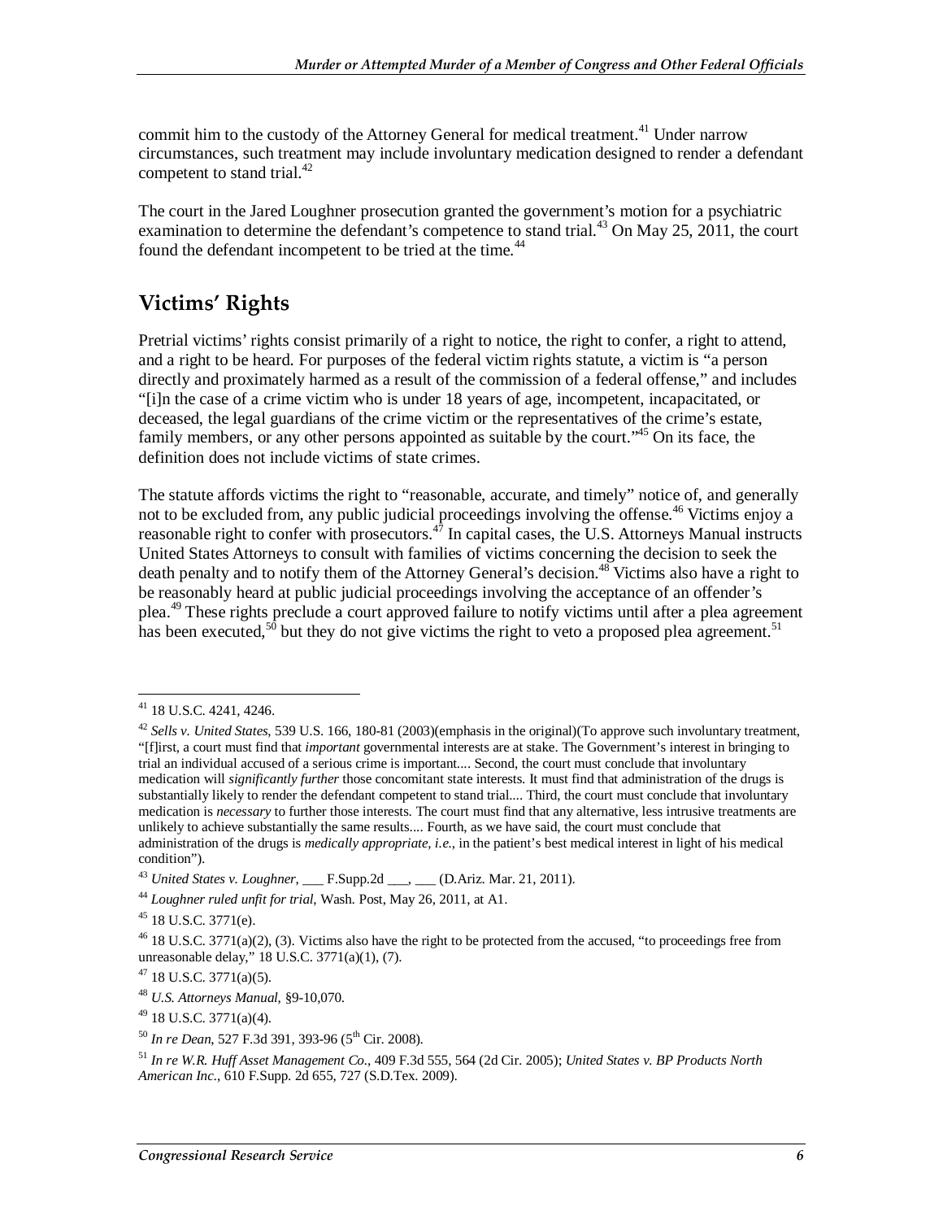commit him to the custody of the Attorney General for medical treatment.[41] Under narrow circumstances, such treatment may include involuntary medication designed to render a defendant competent to stand trial.[42]

The court in the Jared Loughner prosecution granted the government's motion for a psychiatric examination to determine the defendant's competence to stand trial.[43] On May 25, 2011, the court found the defendant incompetent to be tried at the time.[44]

## Victims' Rights

Pretrial victims' rights consist primarily of a right to notice, the right to confer, a right to attend, and a right to be heard. For purposes of the federal victim rights statute, a victim is "a person directly and proximately harmed as a result of the commission of a federal offense," and includes "[i]n the case of a crime victim who is under 18 years of age, incompetent, incapacitated, or deceased, the legal guardians of the crime victim or the representatives of the crime's estate, family members, or any other persons appointed as suitable by the court."[45] On its face, the definition does not include victims of state crimes.

The statute affords victims the right to "reasonable, accurate, and timely" notice of, and generally not to be excluded from, any public judicial proceedings involving the offense.[46] Victims enjoy a reasonable right to confer with prosecutors.[47] In capital cases, the U.S. Attorneys Manual instructs United States Attorneys to consult with families of victims concerning the decision to seek the death penalty and to notify them of the Attorney General's decision.[48] Victims also have a right to be reasonably heard at public judicial proceedings involving the acceptance of an offender's plea.[49] These rights preclude a court approved failure to notify victims until after a plea agreement has been executed,[50] but they do not give victims the right to veto a proposed plea agreement.[51]

---

[41] 18 U.S.C. 4241, 4246.

[42] *Sells v. United States*, 539 U.S. 166, 180-81 (2003)(emphasis in the original)(To approve such involuntary treatment, "[f]irst, a court must find that *important* governmental interests are at stake. The Government's interest in bringing to trial an individual accused of a serious crime is important.... Second, the court must conclude that involuntary medication will *significantly further* those concomitant state interests. It must find that administration of the drugs is substantially likely to render the defendant competent to stand trial.... Third, the court must conclude that involuntary medication is *necessary* to further those interests. The court must find that any alternative, less intrusive treatments are unlikely to achieve substantially the same results.... Fourth, as we have said, the court must conclude that administration of the drugs is *medically appropriate, i.e.*, in the patient's best medical interest in light of his medical condition").

[43] *United States v. Loughner*, ___ F.Supp.2d ___, ___ (D.Ariz. Mar. 21, 2011).

[44] *Loughner ruled unfit for trial*, Wash. Post, May 26, 2011, at A1.

[45] 18 U.S.C. 3771(e).

[46] 18 U.S.C. 3771(a)(2), (3). Victims also have the right to be protected from the accused, "to proceedings free from unreasonable delay," 18 U.S.C. 3771(a)(1), (7).

[47] 18 U.S.C. 3771(a)(5).

[48] *U.S. Attorneys Manual*, §9-10,070.

[49] 18 U.S.C. 3771(a)(4).

[50] *In re Dean*, 527 F.3d 391, 393-96 (5th Cir. 2008).

[51] *In re W.R. Huff Asset Management Co.*, 409 F.3d 555, 564 (2d Cir. 2005); *United States v. BP Products North American Inc.*, 610 F.Supp. 2d 655, 727 (S.D.Tex. 2009).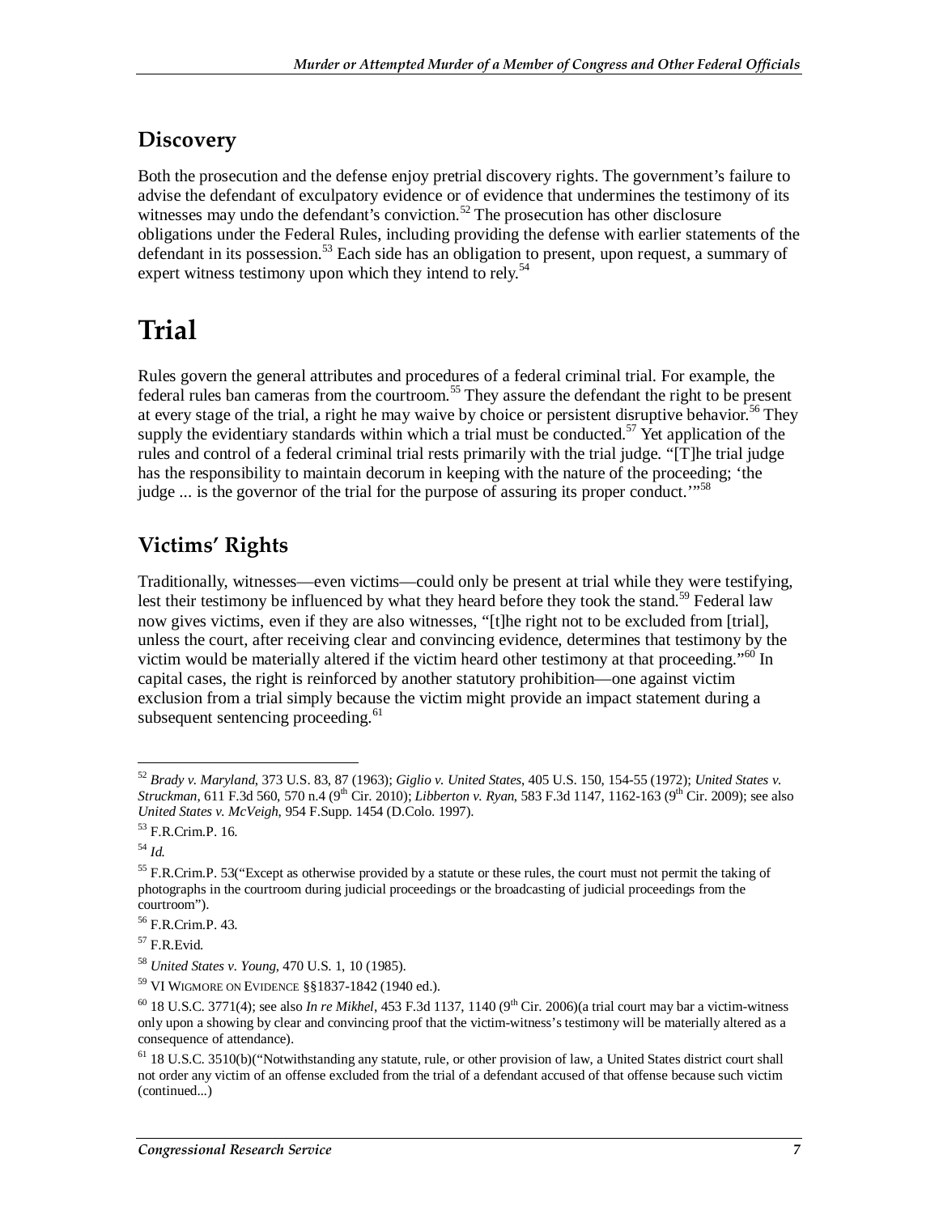## Discovery

Both the prosecution and the defense enjoy pretrial discovery rights. The government's failure to advise the defendant of exculpatory evidence or of evidence that undermines the testimony of its witnesses may undo the defendant's conviction.[52] The prosecution has other disclosure obligations under the Federal Rules, including providing the defense with earlier statements of the defendant in its possession.[53] Each side has an obligation to present, upon request, a summary of expert witness testimony upon which they intend to rely.[54]

# Trial

Rules govern the general attributes and procedures of a federal criminal trial. For example, the federal rules ban cameras from the courtroom.[55] They assure the defendant the right to be present at every stage of the trial, a right he may waive by choice or persistent disruptive behavior.[56] They supply the evidentiary standards within which a trial must be conducted.[57] Yet application of the rules and control of a federal criminal trial rests primarily with the trial judge. "[T]he trial judge has the responsibility to maintain decorum in keeping with the nature of the proceeding; 'the judge ... is the governor of the trial for the purpose of assuring its proper conduct.'"[58]

## Victims' Rights

Traditionally, witnesses—even victims—could only be present at trial while they were testifying, lest their testimony be influenced by what they heard before they took the stand.[59] Federal law now gives victims, even if they are also witnesses, "[t]he right not to be excluded from [trial], unless the court, after receiving clear and convincing evidence, determines that testimony by the victim would be materially altered if the victim heard other testimony at that proceeding."[60] In capital cases, the right is reinforced by another statutory prohibition—one against victim exclusion from a trial simply because the victim might provide an impact statement during a subsequent sentencing proceeding.[61]

---

[52] *Brady v. Maryland*, 373 U.S. 83, 87 (1963); *Giglio v. United States*, 405 U.S. 150, 154-55 (1972); *United States v. Struckman*, 611 F.3d 560, 570 n.4 (9th Cir. 2010); *Libberton v. Ryan*, 583 F.3d 1147, 1162-163 (9th Cir. 2009); see also *United States v. McVeigh*, 954 F.Supp. 1454 (D.Colo. 1997).

[53] F.R.Crim.P. 16.

[54] *Id.*

[55] F.R.Crim.P. 53("Except as otherwise provided by a statute or these rules, the court must not permit the taking of photographs in the courtroom during judicial proceedings or the broadcasting of judicial proceedings from the courtroom").

[56] F.R.Crim.P. 43.

[57] F.R.Evid.

[58] *United States v. Young*, 470 U.S. 1, 10 (1985).

[59] VI WIGMORE ON EVIDENCE §§1837-1842 (1940 ed.).

[60] 18 U.S.C. 3771(4); see also *In re Mikhel*, 453 F.3d 1137, 1140 (9th Cir. 2006)(a trial court may bar a victim-witness only upon a showing by clear and convincing proof that the victim-witness's testimony will be materially altered as a consequence of attendance).

[61] 18 U.S.C. 3510(b)("Notwithstanding any statute, rule, or other provision of law, a United States district court shall not order any victim of an offense excluded from the trial of a defendant accused of that offense because such victim (continued...)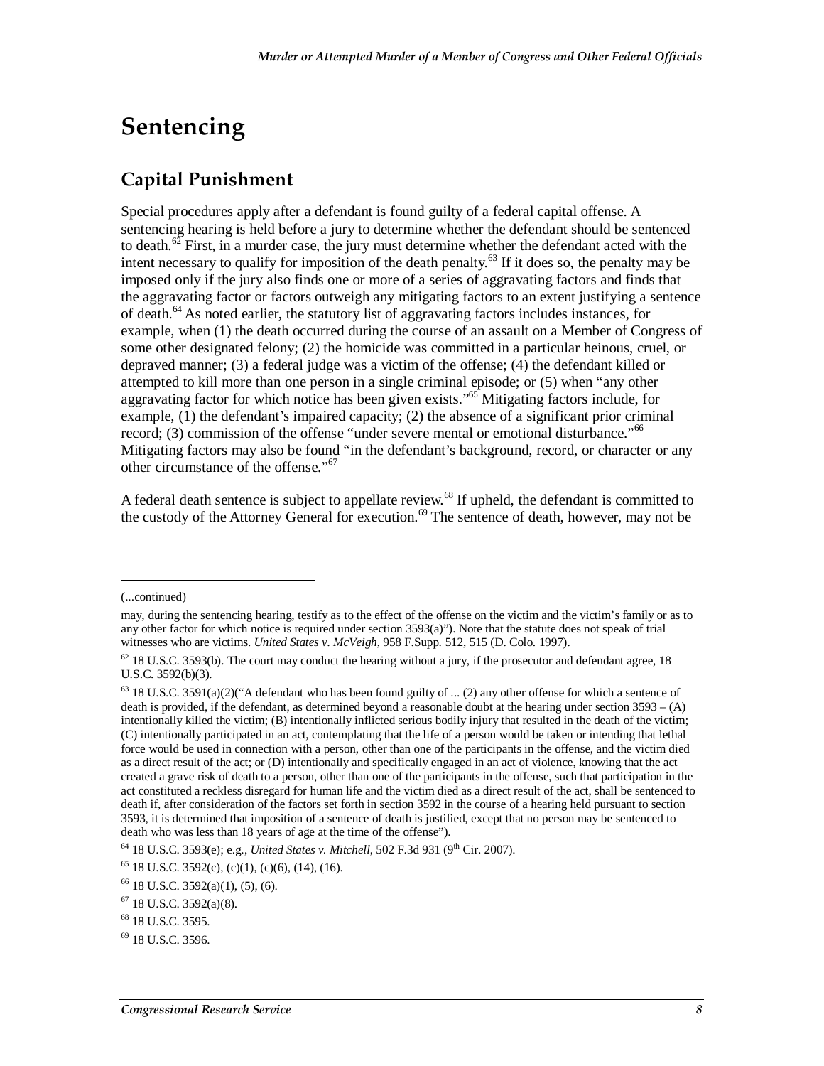# Sentencing

## Capital Punishment

Special procedures apply after a defendant is found guilty of a federal capital offense. A sentencing hearing is held before a jury to determine whether the defendant should be sentenced to death.[62] First, in a murder case, the jury must determine whether the defendant acted with the intent necessary to qualify for imposition of the death penalty.[63] If it does so, the penalty may be imposed only if the jury also finds one or more of a series of aggravating factors and finds that the aggravating factor or factors outweigh any mitigating factors to an extent justifying a sentence of death.[64] As noted earlier, the statutory list of aggravating factors includes instances, for example, when (1) the death occurred during the course of an assault on a Member of Congress of some other designated felony; (2) the homicide was committed in a particular heinous, cruel, or depraved manner; (3) a federal judge was a victim of the offense; (4) the defendant killed or attempted to kill more than one person in a single criminal episode; or (5) when "any other aggravating factor for which notice has been given exists."[65] Mitigating factors include, for example, (1) the defendant's impaired capacity; (2) the absence of a significant prior criminal record; (3) commission of the offense "under severe mental or emotional disturbance."[66] Mitigating factors may also be found "in the defendant's background, record, or character or any other circumstance of the offense."[67]

A federal death sentence is subject to appellate review.[68] If upheld, the defendant is committed to the custody of the Attorney General for execution.[69] The sentence of death, however, may not be

---

(...continued)

may, during the sentencing hearing, testify as to the effect of the offense on the victim and the victim's family or as to any other factor for which notice is required under section 3593(a)"). Note that the statute does not speak of trial witnesses who are victims. *United States v. McVeigh*, 958 F.Supp. 512, 515 (D. Colo. 1997).

[62] 18 U.S.C. 3593(b). The court may conduct the hearing without a jury, if the prosecutor and defendant agree, 18 U.S.C. 3592(b)(3).

[63] 18 U.S.C. 3591(a)(2)("A defendant who has been found guilty of ... (2) any other offense for which a sentence of death is provided, if the defendant, as determined beyond a reasonable doubt at the hearing under section 3593 – (A) intentionally killed the victim; (B) intentionally inflicted serious bodily injury that resulted in the death of the victim; (C) intentionally participated in an act, contemplating that the life of a person would be taken or intending that lethal force would be used in connection with a person, other than one of the participants in the offense, and the victim died as a direct result of the act; or (D) intentionally and specifically engaged in an act of violence, knowing that the act created a grave risk of death to a person, other than one of the participants in the offense, such that participation in the act constituted a reckless disregard for human life and the victim died as a direct result of the act, shall be sentenced to death if, after consideration of the factors set forth in section 3592 in the course of a hearing held pursuant to section 3593, it is determined that imposition of a sentence of death is justified, except that no person may be sentenced to death who was less than 18 years of age at the time of the offense").

[64] 18 U.S.C. 3593(e); e.g., *United States v. Mitchell*, 502 F.3d 931 (9th Cir. 2007).

[65] 18 U.S.C. 3592(c), (c)(1), (c)(6), (14), (16).

[66] 18 U.S.C. 3592(a)(1), (5), (6).

[67] 18 U.S.C. 3592(a)(8).

[68] 18 U.S.C. 3595.

[69] 18 U.S.C. 3596.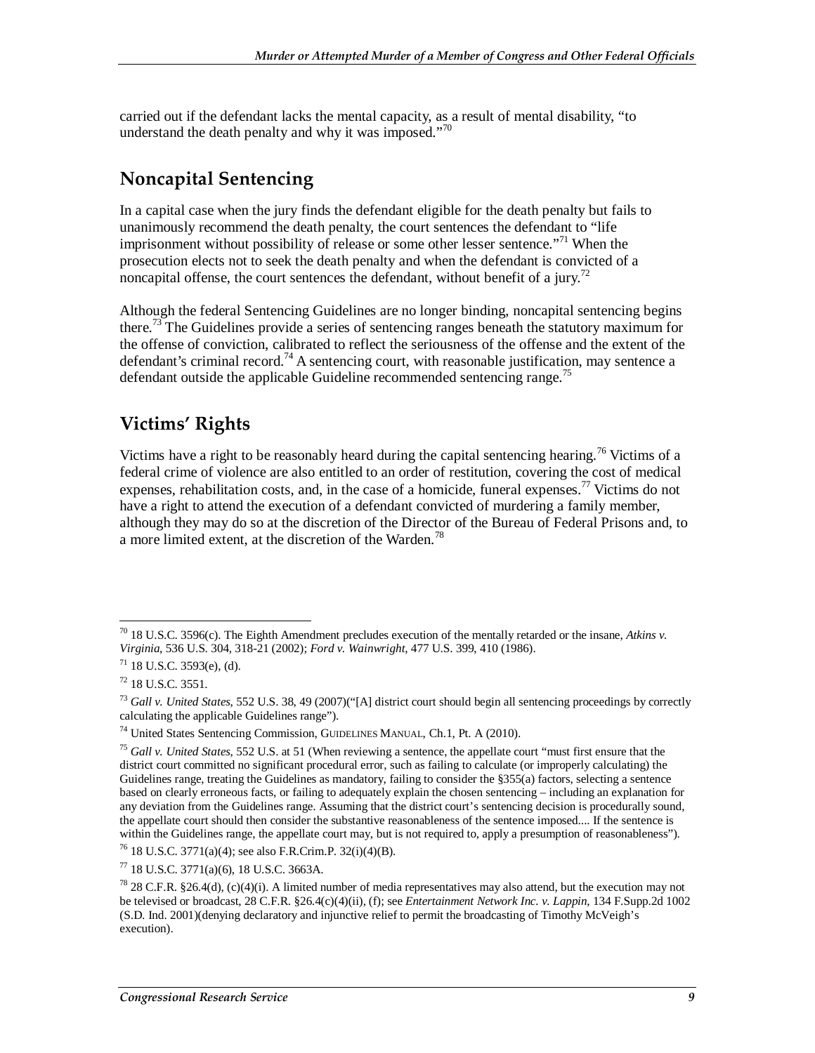carried out if the defendant lacks the mental capacity, as a result of mental disability, "to understand the death penalty and why it was imposed."[70]

## Noncapital Sentencing

In a capital case when the jury finds the defendant eligible for the death penalty but fails to unanimously recommend the death penalty, the court sentences the defendant to "life imprisonment without possibility of release or some other lesser sentence."[71] When the prosecution elects not to seek the death penalty and when the defendant is convicted of a noncapital offense, the court sentences the defendant, without benefit of a jury.[72]

Although the federal Sentencing Guidelines are no longer binding, noncapital sentencing begins there.[73] The Guidelines provide a series of sentencing ranges beneath the statutory maximum for the offense of conviction, calibrated to reflect the seriousness of the offense and the extent of the defendant's criminal record.[74] A sentencing court, with reasonable justification, may sentence a defendant outside the applicable Guideline recommended sentencing range.[75]

## Victims' Rights

Victims have a right to be reasonably heard during the capital sentencing hearing.[76] Victims of a federal crime of violence are also entitled to an order of restitution, covering the cost of medical expenses, rehabilitation costs, and, in the case of a homicide, funeral expenses.[77] Victims do not have a right to attend the execution of a defendant convicted of murdering a family member, although they may do so at the discretion of the Director of the Bureau of Federal Prisons and, to a more limited extent, at the discretion of the Warden.[78]

---

[70] 18 U.S.C. 3596(c). The Eighth Amendment precludes execution of the mentally retarded or the insane, *Atkins v. Virginia*, 536 U.S. 304, 318-21 (2002); *Ford v. Wainwright*, 477 U.S. 399, 410 (1986).

[71] 18 U.S.C. 3593(e), (d).

[72] 18 U.S.C. 3551.

[73] *Gall v. United States*, 552 U.S. 38, 49 (2007)("[A] district court should begin all sentencing proceedings by correctly calculating the applicable Guidelines range").

[74] United States Sentencing Commission, GUIDELINES MANUAL, Ch.1, Pt. A (2010).

[75] *Gall v. United States*, 552 U.S. at 51 (When reviewing a sentence, the appellate court "must first ensure that the district court committed no significant procedural error, such as failing to calculate (or improperly calculating) the Guidelines range, treating the Guidelines as mandatory, failing to consider the §355(a) factors, selecting a sentence based on clearly erroneous facts, or failing to adequately explain the chosen sentencing – including an explanation for any deviation from the Guidelines range. Assuming that the district court's sentencing decision is procedurally sound, the appellate court should then consider the substantive reasonableness of the sentence imposed.... If the sentence is within the Guidelines range, the appellate court may, but is not required to, apply a presumption of reasonableness").

[76] 18 U.S.C. 3771(a)(4); see also F.R.Crim.P. 32(i)(4)(B).

[77] 18 U.S.C. 3771(a)(6), 18 U.S.C. 3663A.

[78] 28 C.F.R. §26.4(d), (c)(4)(i). A limited number of media representatives may also attend, but the execution may not be televised or broadcast, 28 C.F.R. §26.4(c)(4)(ii), (f); see *Entertainment Network Inc. v. Lappin*, 134 F.Supp.2d 1002 (S.D. Ind. 2001)(denying declaratory and injunctive relief to permit the broadcasting of Timothy McVeigh's execution).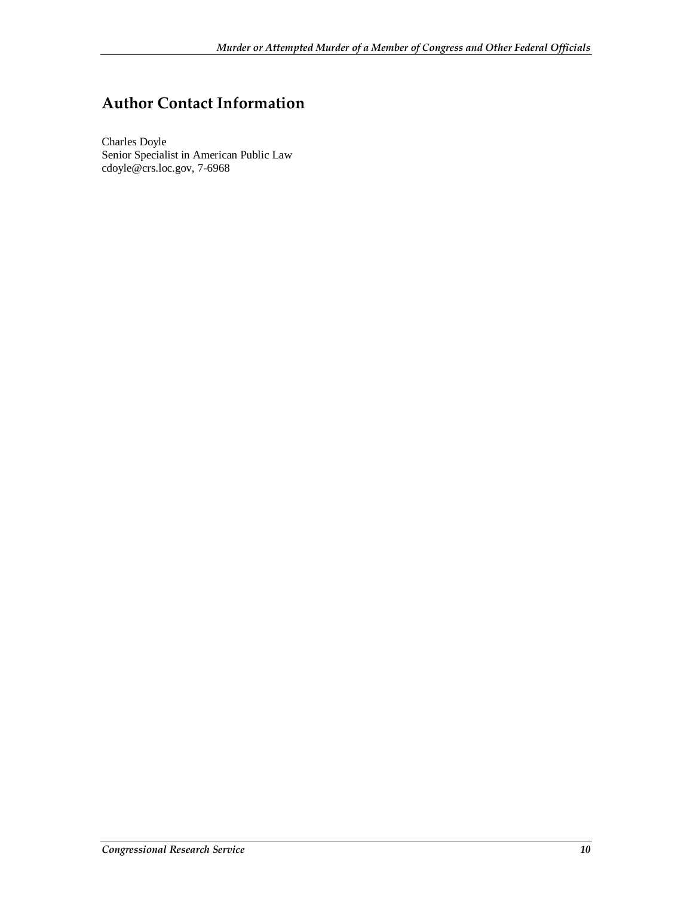## Author Contact Information

Charles Doyle
Senior Specialist in American Public Law
cdoyle@crs.loc.gov, 7-6968